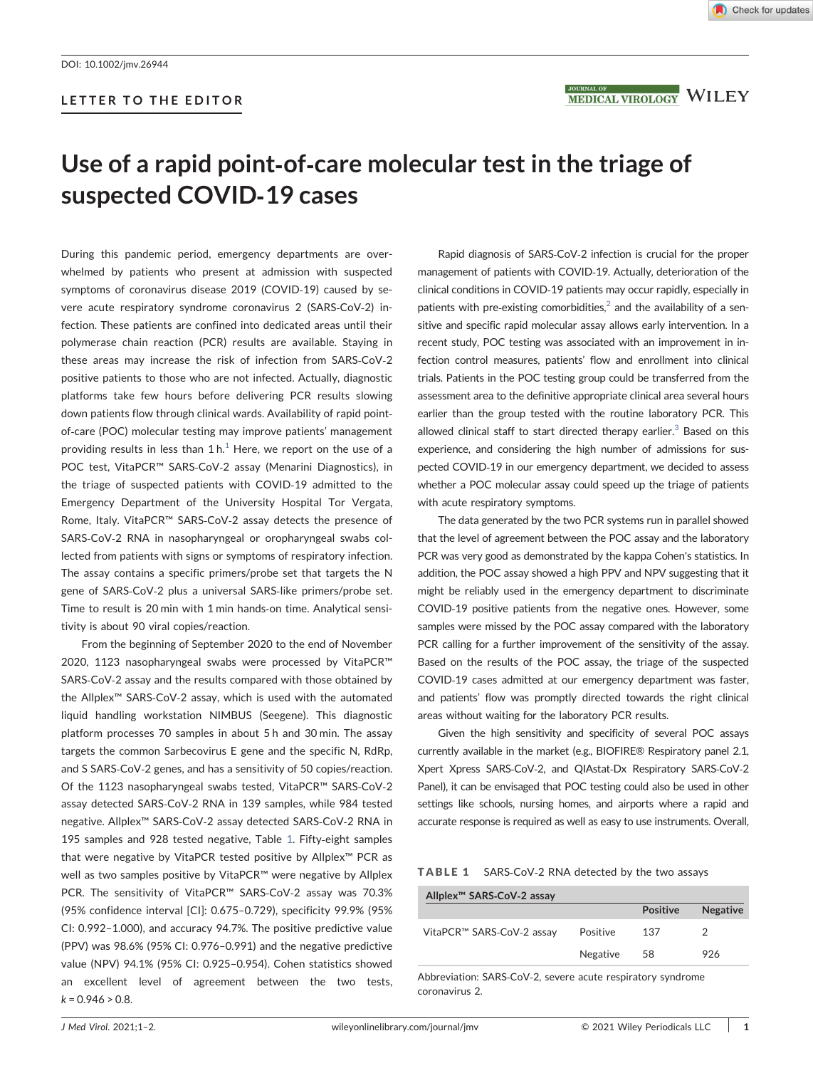DOI: 10.1002/jmv.26944

LETTER TO THE EDITOR

# Use of a rapid point-of-care molecular test in the triage of suspected COVID-19 cases

During this pandemic period, emergency departments are overwhelmed by patients who present at admission with suspected symptoms of coronavirus disease 2019 (COVID-19) caused by severe acute respiratory syndrome coronavirus 2 (SARS-CoV-2) infection. These patients are confined into dedicated areas until their polymerase chain reaction (PCR) results are available. Staying in these areas may increase the risk of infection from SARS-CoV-2 positive patients to those who are not infected. Actually, diagnostic platforms take few hours before delivering PCR results slowing down patients flow through clinical wards. Availability of rapid point-of-care (POC) molecular testing may improve patients' management providing results in less than 1 h.[1] Here, we report on the use of a POC test, VitaPCR™ SARS-CoV-2 assay (Menarini Diagnostics), in the triage of suspected patients with COVID-19 admitted to the Emergency Department of the University Hospital Tor Vergata, Rome, Italy. VitaPCR™ SARS-CoV-2 assay detects the presence of SARS-CoV-2 RNA in nasopharyngeal or oropharyngeal swabs collected from patients with signs or symptoms of respiratory infection. The assay contains a specific primers/probe set that targets the N gene of SARS-CoV-2 plus a universal SARS-like primers/probe set. Time to result is 20 min with 1 min hands-on time. Analytical sensitivity is about 90 viral copies/reaction.

From the beginning of September 2020 to the end of November 2020, 1123 nasopharyngeal swabs were processed by VitaPCR™ SARS-CoV-2 assay and the results compared with those obtained by the Allplex™ SARS-CoV-2 assay, which is used with the automated liquid handling workstation NIMBUS (Seegene). This diagnostic platform processes 70 samples in about 5 h and 30 min. The assay targets the common Sarbecovirus E gene and the specific N, RdRp, and S SARS-CoV-2 genes, and has a sensitivity of 50 copies/reaction. Of the 1123 nasopharyngeal swabs tested, VitaPCR™ SARS-CoV-2 assay detected SARS-CoV-2 RNA in 139 samples, while 984 tested negative. Allplex™ SARS-CoV-2 assay detected SARS-CoV-2 RNA in 195 samples and 928 tested negative, Table 1. Fifty-eight samples that were negative by VitaPCR tested positive by Allplex™ PCR as well as two samples positive by VitaPCR™ were negative by Allplex PCR. The sensitivity of VitaPCR™ SARS-CoV-2 assay was 70.3% (95% confidence interval [CI]: 0.675–0.729), specificity 99.9% (95% CI: 0.992–1.000), and accuracy 94.7%. The positive predictive value (PPV) was 98.6% (95% CI: 0.976–0.991) and the negative predictive value (NPV) 94.1% (95% CI: 0.925–0.954). Cohen statistics showed an excellent level of agreement between the two tests, $k = 0.946 > 0.8$.

Rapid diagnosis of SARS-CoV-2 infection is crucial for the proper management of patients with COVID-19. Actually, deterioration of the clinical conditions in COVID-19 patients may occur rapidly, especially in patients with pre-existing comorbidities,[2] and the availability of a sensitive and specific rapid molecular assay allows early intervention. In a recent study, POC testing was associated with an improvement in infection control measures, patients' flow and enrollment into clinical trials. Patients in the POC testing group could be transferred from the assessment area to the definitive appropriate clinical area several hours earlier than the group tested with the routine laboratory PCR. This allowed clinical staff to start directed therapy earlier.[3] Based on this experience, and considering the high number of admissions for suspected COVID-19 in our emergency department, we decided to assess whether a POC molecular assay could speed up the triage of patients with acute respiratory symptoms.

The data generated by the two PCR systems run in parallel showed that the level of agreement between the POC assay and the laboratory PCR was very good as demonstrated by the kappa Cohen's statistics. In addition, the POC assay showed a high PPV and NPV suggesting that it might be reliably used in the emergency department to discriminate COVID-19 positive patients from the negative ones. However, some samples were missed by the POC assay compared with the laboratory PCR calling for a further improvement of the sensitivity of the assay. Based on the results of the POC assay, the triage of the suspected COVID-19 cases admitted at our emergency department was faster, and patients' flow was promptly directed towards the right clinical areas without waiting for the laboratory PCR results.

Given the high sensitivity and specificity of several POC assays currently available in the market (e.g., BIOFIRE® Respiratory panel 2.1, Xpert Xpress SARS-CoV-2, and QIAstat-Dx Respiratory SARS-CoV-2 Panel), it can be envisaged that POC testing could also be used in other settings like schools, nursing homes, and airports where a rapid and accurate response is required as well as easy to use instruments. Overall,

**TABLE 1** SARS-CoV-2 RNA detected by the two assays

| | | Allplex™ SARS-CoV-2 assay | |
|---|---|---|---|
| | | Positive | Negative |
| VitaPCR™ SARS-CoV-2 assay | Positive | 137 | 2 |
| | Negative | 58 | 926 |

Abbreviation: SARS-CoV-2, severe acute respiratory syndrome coronavirus 2.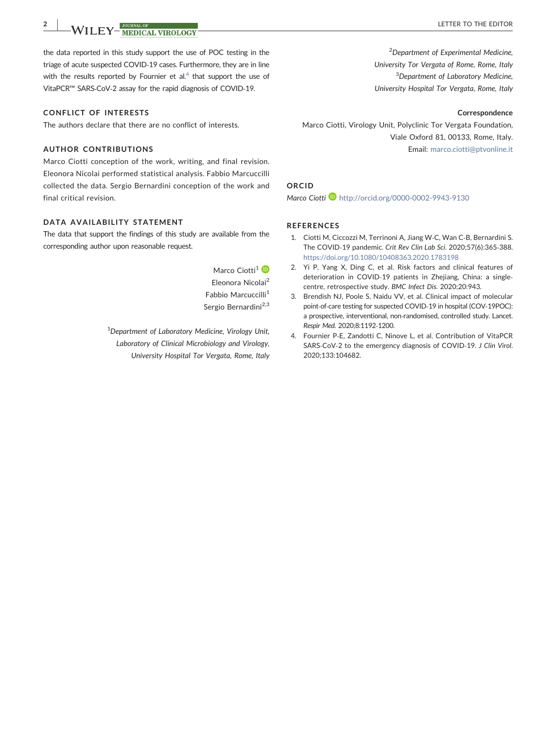the data reported in this study support the use of POC testing in the triage of acute suspected COVID-19 cases. Furthermore, they are in line with the results reported by Fournier et al.[4] that support the use of VitaPCR™ SARS-CoV-2 assay for the rapid diagnosis of COVID-19.

## CONFLICT OF INTERESTS

The authors declare that there are no conflict of interests.

## AUTHOR CONTRIBUTIONS

Marco Ciotti conception of the work, writing, and final revision. Eleonora Nicolai performed statistical analysis. Fabbio Marcuccilli collected the data. Sergio Bernardini conception of the work and final critical revision.

## DATA AVAILABILITY STATEMENT

The data that support the findings of this study are available from the corresponding author upon reasonable request.

Marco Ciotti[1]
Eleonora Nicolai[2]
Fabbio Marcuccilli[1]
Sergio Bernardini[2,3]

[1]*Department of Laboratory Medicine, Virology Unit, Laboratory of Clinical Microbiology and Virology, University Hospital Tor Vergata, Rome, Italy*
[2]*Department of Experimental Medicine, University Tor Vergata of Rome, Rome, Italy*
[3]*Department of Laboratory Medicine, University Hospital Tor Vergata, Rome, Italy*

**Correspondence**
Marco Ciotti, Virology Unit, Polyclinic Tor Vergata Foundation, Viale Oxford 81, 00133, Rome, Italy.
Email: marco.ciotti@ptvonline.it

## ORCID

*Marco Ciotti* http://orcid.org/0000-0002-9943-9130

## REFERENCES

1. Ciotti M, Ciccozzi M, Terrinoni A, Jiang W-C, Wan C-B, Bernardini S. The COVID-19 pandemic. *Crit Rev Clin Lab Sci*. 2020;57(6):365-388. https://doi.org/10.1080/10408363.2020.1783198
2. Yi P, Yang X, Ding C, et al. Risk factors and clinical features of deterioration in COVID-19 patients in Zhejiang, China: a single-centre, retrospective study. *BMC Infect Dis*. 2020;20:943.
3. Brendish NJ, Poole S, Naidu VV, et al. Clinical impact of molecular point-of-care testing for suspected COVID-19 in hospital (COV-19POC): a prospective, interventional, non-randomised, controlled study. Lancet. *Respir Med*. 2020;8:1192-1200.
4. Fournier P-E, Zandotti C, Ninove L, et al. Contribution of VitaPCR SARS-CoV-2 to the emergency diagnosis of COVID-19. *J Clin Virol*. 2020;133:104682.